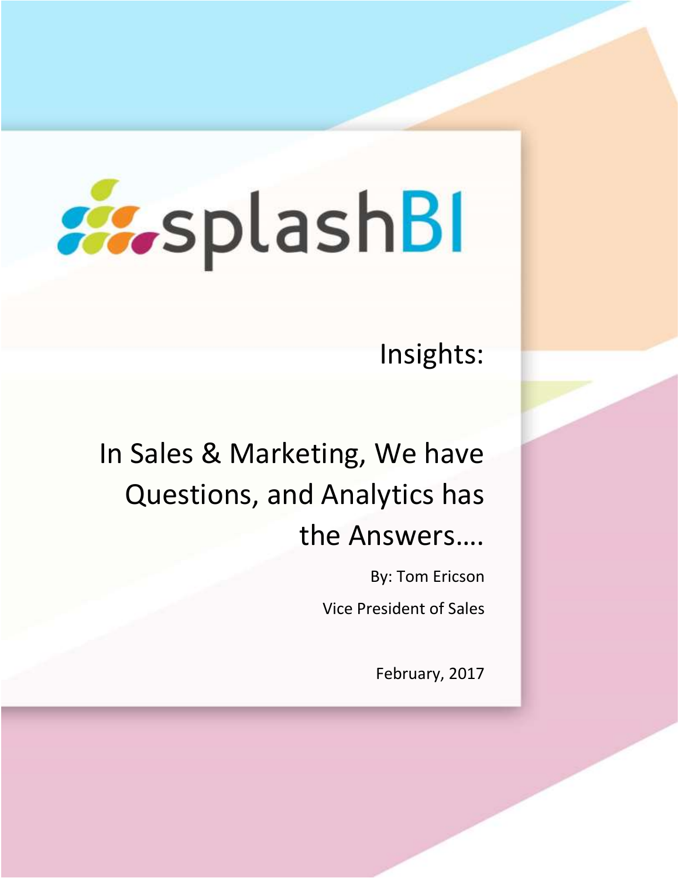splashBI

Insights:

# In Sales & Marketing, We have Questions, and Analytics has the Answers….

By: Tom Ericson

Vice President of Sales

February, 2017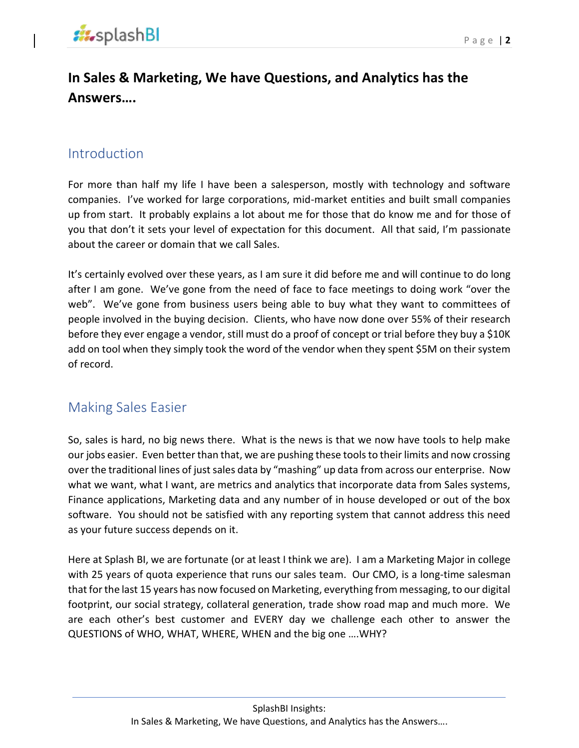# In Sales & Marketing, We have Questions, and Analytics has the Answers….

## Introduction

For more than half my life I have been a salesperson, mostly with technology and software companies. I've worked for large corporations, mid-market entities and built small companies up from start. It probably explains a lot about me for those that do know me and for those of you that don't it sets your level of expectation for this document. All that said, I'm passionate about the career or domain that we call Sales.

It's certainly evolved over these years, as I am sure it did before me and will continue to do long after I am gone. We've gone from the need of face to face meetings to doing work "over the web". We've gone from business users being able to buy what they want to committees of people involved in the buying decision. Clients, who have now done over 55% of their research before they ever engage a vendor, still must do a proof of concept or trial before they buy a $10K add on tool when they simply took the word of the vendor when they spent $5M on their system of record.

## Making Sales Easier

So, sales is hard, no big news there. What is the news is that we now have tools to help make our jobs easier. Even better than that, we are pushing these tools to their limits and now crossing over the traditional lines of just sales data by "mashing" up data from across our enterprise. Now what we want, what I want, are metrics and analytics that incorporate data from Sales systems, Finance applications, Marketing data and any number of in house developed or out of the box software. You should not be satisfied with any reporting system that cannot address this need as your future success depends on it.

Here at Splash BI, we are fortunate (or at least I think we are). I am a Marketing Major in college with 25 years of quota experience that runs our sales team. Our CMO, is a long-time salesman that for the last 15 years has now focused on Marketing, everything from messaging, to our digital footprint, our social strategy, collateral generation, trade show road map and much more. We are each other's best customer and EVERY day we challenge each other to answer the QUESTIONS of WHO, WHAT, WHERE, WHEN and the big one ….WHY?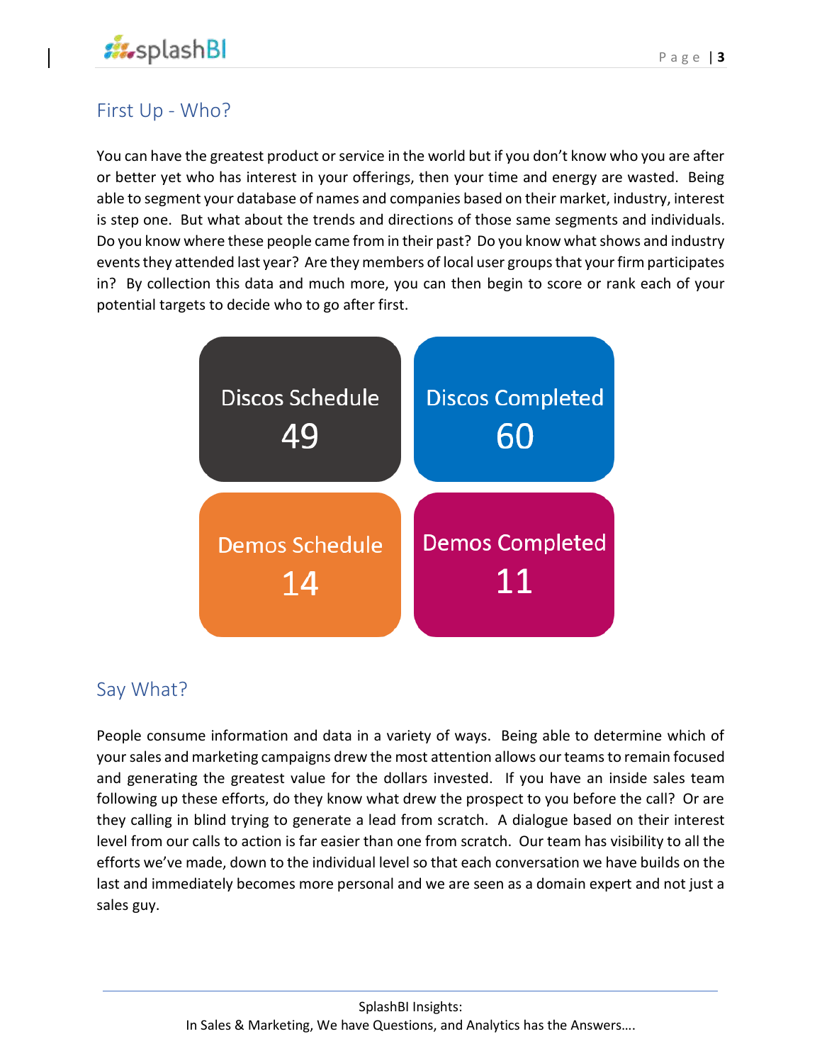## First Up - Who?

You can have the greatest product or service in the world but if you don't know who you are after or better yet who has interest in your offerings, then your time and energy are wasted. Being able to segment your database of names and companies based on their market, industry, interest is step one. But what about the trends and directions of those same segments and individuals. Do you know where these people came from in their past? Do you know what shows and industry events they attended last year? Are they members of local user groups that your firm participates in? By collection this data and much more, you can then begin to score or rank each of your potential targets to decide who to go after first.

Discos Schedule
49

Discos Completed
60

Demos Schedule
14

Demos Completed
11

## Say What?

People consume information and data in a variety of ways. Being able to determine which of your sales and marketing campaigns drew the most attention allows our teams to remain focused and generating the greatest value for the dollars invested. If you have an inside sales team following up these efforts, do they know what drew the prospect to you before the call? Or are they calling in blind trying to generate a lead from scratch. A dialogue based on their interest level from our calls to action is far easier than one from scratch. Our team has visibility to all the efforts we've made, down to the individual level so that each conversation we have builds on the last and immediately becomes more personal and we are seen as a domain expert and not just a sales guy.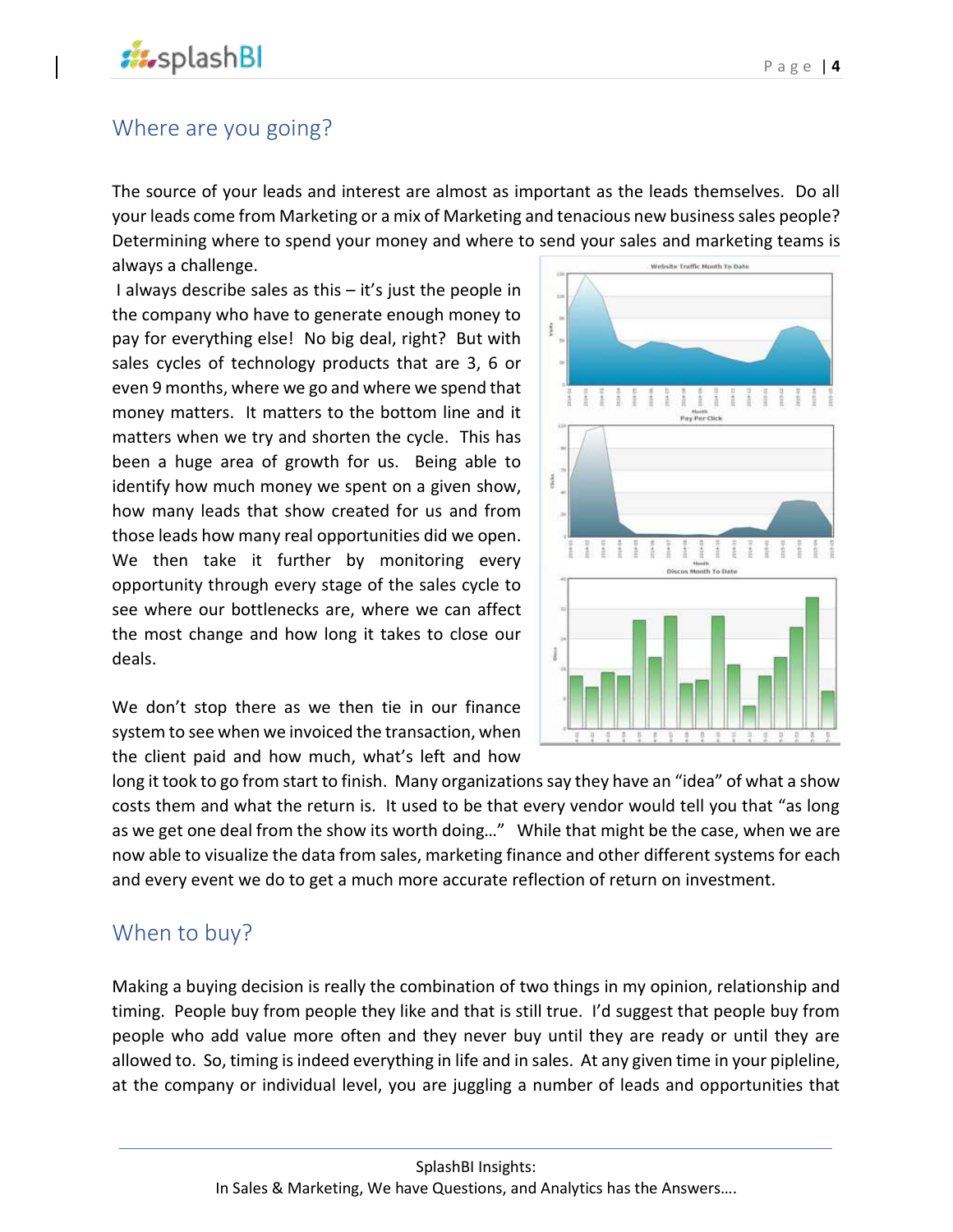## Where are you going?

The source of your leads and interest are almost as important as the leads themselves. Do all your leads come from Marketing or a mix of Marketing and tenacious new business sales people? Determining where to spend your money and where to send your sales and marketing teams is always a challenge.

I always describe sales as this – it's just the people in the company who have to generate enough money to pay for everything else! No big deal, right? But with sales cycles of technology products that are 3, 6 or even 9 months, where we go and where we spend that money matters. It matters to the bottom line and it matters when we try and shorten the cycle. This has been a huge area of growth for us. Being able to identify how much money we spent on a given show, how many leads that show created for us and from those leads how many real opportunities did we open. We then take it further by monitoring every opportunity through every stage of the sales cycle to see where our bottlenecks are, where we can affect the most change and how long it takes to close our deals.

Website Traffic Month To Date

Pay Per Click

Discos Month To Date

We don't stop there as we then tie in our finance system to see when we invoiced the transaction, when the client paid and how much, what's left and how long it took to go from start to finish. Many organizations say they have an "idea" of what a show costs them and what the return is. It used to be that every vendor would tell you that "as long as we get one deal from the show its worth doing…" While that might be the case, when we are now able to visualize the data from sales, marketing finance and other different systems for each and every event we do to get a much more accurate reflection of return on investment.

## When to buy?

Making a buying decision is really the combination of two things in my opinion, relationship and timing. People buy from people they like and that is still true. I'd suggest that people buy from people who add value more often and they never buy until they are ready or until they are allowed to. So, timing is indeed everything in life and in sales. At any given time in your pipleline, at the company or individual level, you are juggling a number of leads and opportunities that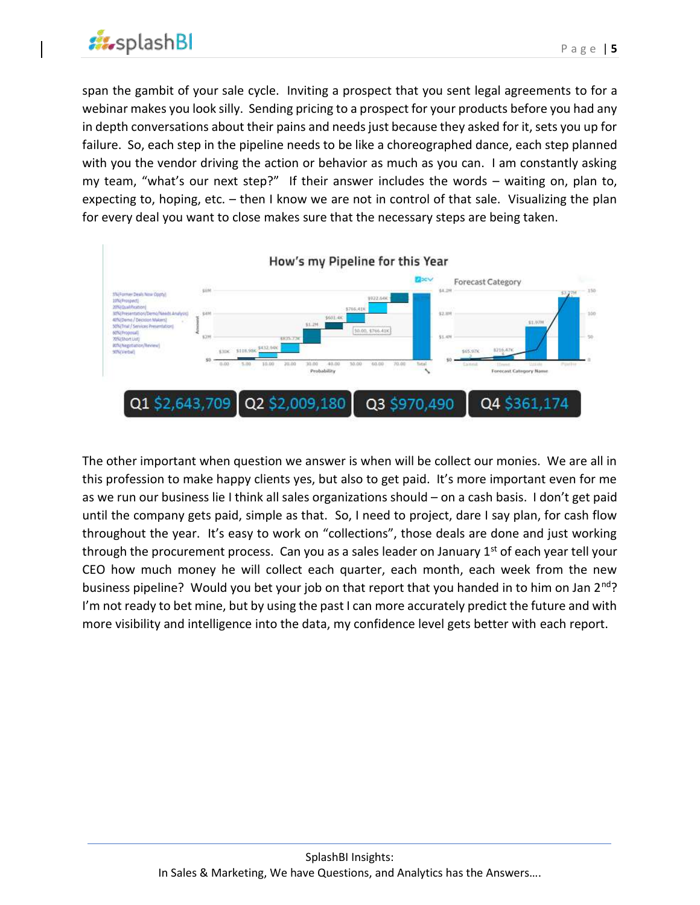span the gambit of your sale cycle. Inviting a prospect that you sent legal agreements to for a webinar makes you look silly. Sending pricing to a prospect for your products before you had any in depth conversations about their pains and needs just because they asked for it, sets you up for failure. So, each step in the pipeline needs to be like a choreographed dance, each step planned with you the vendor driving the action or behavior as much as you can. I am constantly asking my team, "what's our next step?" If their answer includes the words – waiting on, plan to, expecting to, hoping, etc. – then I know we are not in control of that sale. Visualizing the plan for every deal you want to close makes sure that the necessary steps are being taken.

How's my Pipeline for this Year

Forecast Category

Q1 $2,643,709

Q2 $2,009,180

Q3 $970,490

Q4 $361,174

The other important when question we answer is when will be collect our monies. We are all in this profession to make happy clients yes, but also to get paid. It's more important even for me as we run our business lie I think all sales organizations should – on a cash basis. I don't get paid until the company gets paid, simple as that. So, I need to project, dare I say plan, for cash flow throughout the year. It's easy to work on "collections", those deals are done and just working through the procurement process. Can you as a sales leader on January 1st of each year tell your CEO how much money he will collect each quarter, each month, each week from the new business pipeline? Would you bet your job on that report that you handed in to him on Jan 2nd? I'm not ready to bet mine, but by using the past I can more accurately predict the future and with more visibility and intelligence into the data, my confidence level gets better with each report.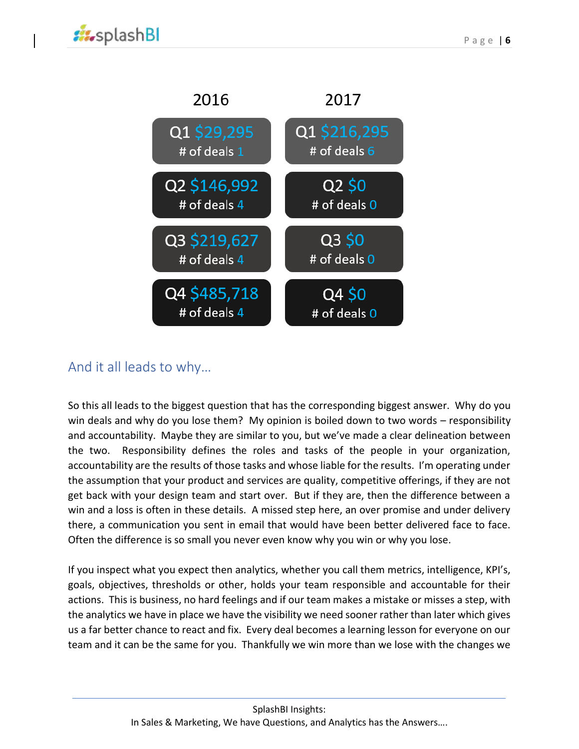| 2016 | 2017 |
| --- | --- |
| Q1 $29,295<br># of deals 1 | Q1 $216,295<br># of deals 6 |
| Q2 $146,992<br># of deals 4 | Q2 $0<br># of deals 0 |
| Q3 $219,627<br># of deals 4 | Q3 $0<br># of deals 0 |
| Q4 $485,718<br># of deals 4 | Q4 $0<br># of deals 0 |

## And it all leads to why…

So this all leads to the biggest question that has the corresponding biggest answer. Why do you win deals and why do you lose them? My opinion is boiled down to two words – responsibility and accountability. Maybe they are similar to you, but we've made a clear delineation between the two. Responsibility defines the roles and tasks of the people in your organization, accountability are the results of those tasks and whose liable for the results. I'm operating under the assumption that your product and services are quality, competitive offerings, if they are not get back with your design team and start over. But if they are, then the difference between a win and a loss is often in these details. A missed step here, an over promise and under delivery there, a communication you sent in email that would have been better delivered face to face. Often the difference is so small you never even know why you win or why you lose.

If you inspect what you expect then analytics, whether you call them metrics, intelligence, KPI's, goals, objectives, thresholds or other, holds your team responsible and accountable for their actions. This is business, no hard feelings and if our team makes a mistake or misses a step, with the analytics we have in place we have the visibility we need sooner rather than later which gives us a far better chance to react and fix. Every deal becomes a learning lesson for everyone on our team and it can be the same for you. Thankfully we win more than we lose with the changes we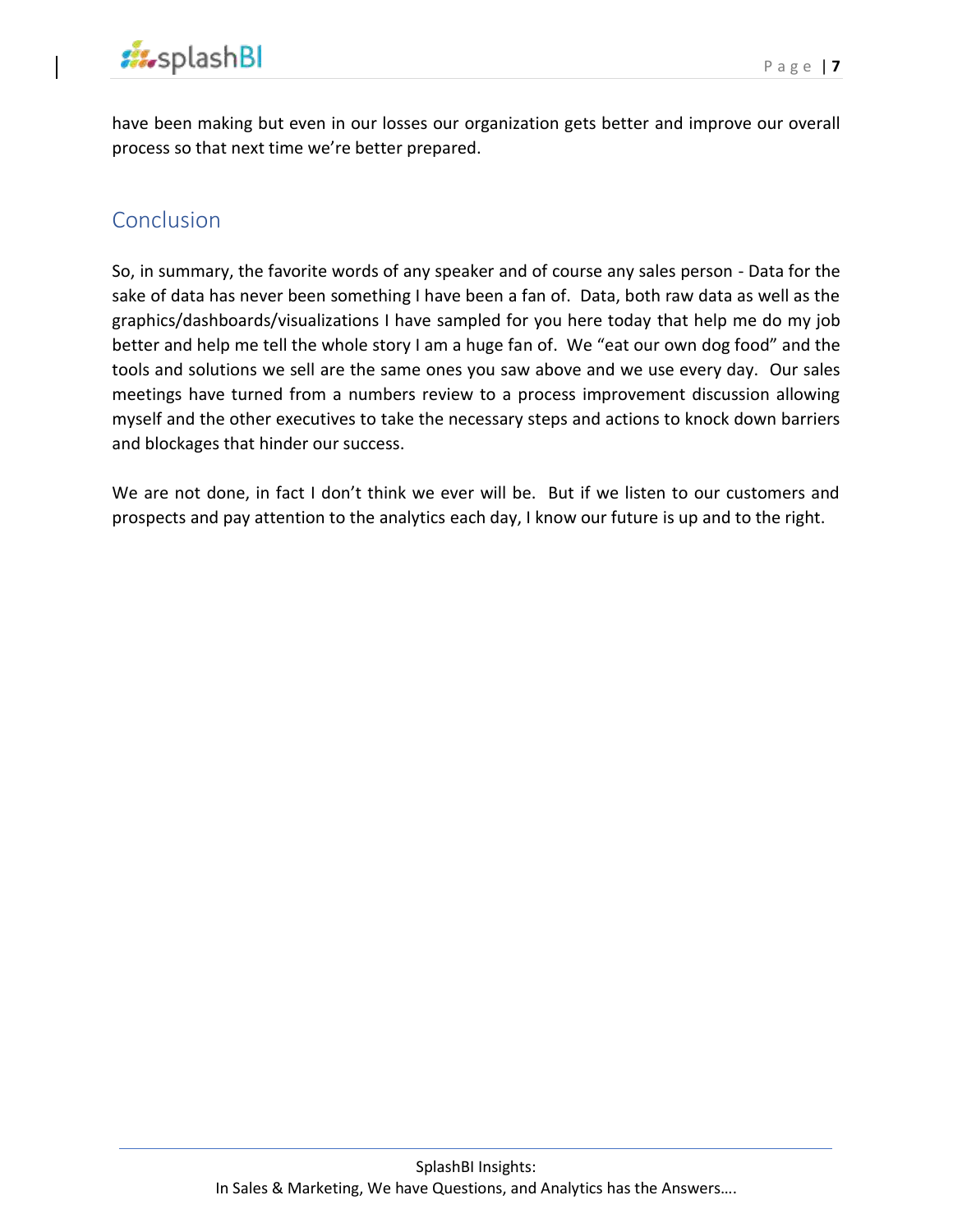have been making but even in our losses our organization gets better and improve our overall process so that next time we're better prepared.

## Conclusion

So, in summary, the favorite words of any speaker and of course any sales person - Data for the sake of data has never been something I have been a fan of. Data, both raw data as well as the graphics/dashboards/visualizations I have sampled for you here today that help me do my job better and help me tell the whole story I am a huge fan of. We "eat our own dog food" and the tools and solutions we sell are the same ones you saw above and we use every day. Our sales meetings have turned from a numbers review to a process improvement discussion allowing myself and the other executives to take the necessary steps and actions to knock down barriers and blockages that hinder our success.

We are not done, in fact I don't think we ever will be. But if we listen to our customers and prospects and pay attention to the analytics each day, I know our future is up and to the right.